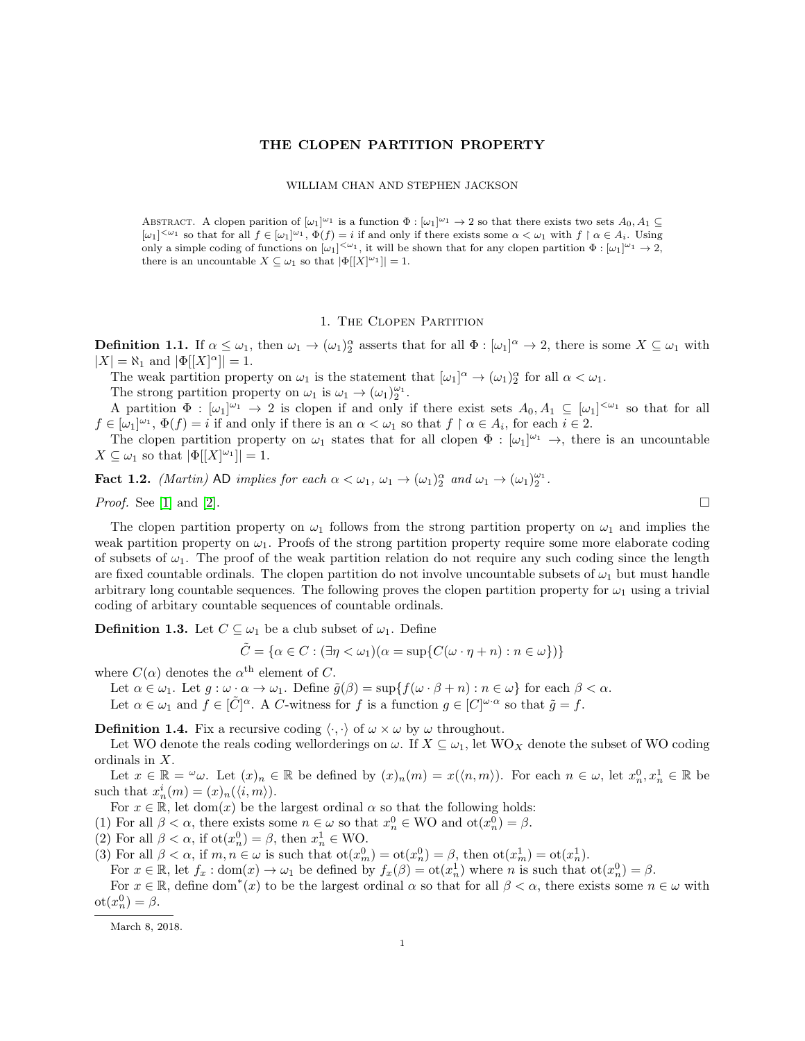# THE CLOPEN PARTITION PROPERTY

WILLIAM CHAN AND STEPHEN JACKSON

Abstract. A clopen parition of $[\omega_1]^{\omega_1}$ is a function $\Phi : [\omega_1]^{\omega_1} \to 2$ so that there exists two sets $A_0, A_1 \subseteq [\omega_1]^{<\omega_1}$ so that for all $f \in [\omega_1]^{\omega_1}$, $\Phi(f) = i$ if and only if there exists some $\alpha < \omega_1$ with $f \restriction \alpha \in A_i$. Using only a simple coding of functions on $[\omega_1]^{<\omega_1}$, it will be shown that for any clopen partition $\Phi : [\omega_1]^{\omega_1} \to 2$, there is an uncountable $X \subseteq \omega_1$ so that $|\Phi[[X]^{\omega_1}]| = 1$.

## 1. The Clopen Partition

**Definition 1.1.** If $\alpha \leq \omega_1$, then $\omega_1 \to (\omega_1)^\alpha_2$ asserts that for all $\Phi : [\omega_1]^\alpha \to 2$, there is some $X \subseteq \omega_1$ with $|X| = \aleph_1$ and $|\Phi[[X]^\alpha]| = 1$.

The weak partition property on $\omega_1$ is the statement that $[\omega_1]^\alpha \to (\omega_1)^\alpha_2$ for all $\alpha < \omega_1$.

The strong partition property on $\omega_1$ is $\omega_1 \to (\omega_1)^{\omega_1}_2$.

A partition $\Phi : [\omega_1]^{\omega_1} \to 2$ is clopen if and only if there exist sets $A_0, A_1 \subseteq [\omega_1]^{<\omega_1}$ so that for all $f \in [\omega_1]^{\omega_1}$, $\Phi(f) = i$ if and only if there is an $\alpha < \omega_1$ so that $f \restriction \alpha \in A_i$, for each $i \in 2$.

The clopen partition property on $\omega_1$ states that for all clopen $\Phi : [\omega_1]^{\omega_1} \to$, there is an uncountable $X \subseteq \omega_1$ so that $|\Phi[[X]^{\omega_1}]| = 1$.

**Fact 1.2.** *(Martin)* $\mathsf{AD}$ *implies for each* $\alpha < \omega_1$, $\omega_1 \to (\omega_1)^\alpha_2$ *and* $\omega_1 \to (\omega_1)^{\omega_1}_2$.

*Proof.* See [1] and [2]. $\square$

The clopen partition property on $\omega_1$ follows from the strong partition property on $\omega_1$ and implies the weak partition property on $\omega_1$. Proofs of the strong partition property require some more elaborate coding of subsets of $\omega_1$. The proof of the weak partition relation do not require any such coding since the length are fixed countable ordinals. The clopen partition do not involve uncountable subsets of $\omega_1$ but must handle arbitrary long countable sequences. The following proves the clopen partition property for $\omega_1$ using a trivial coding of arbitary countable sequences of countable ordinals.

**Definition 1.3.** Let $C \subseteq \omega_1$ be a club subset of $\omega_1$. Define

$$\tilde{C} = \{\alpha \in C : (\exists \eta < \omega_1)(\alpha = \sup\{C(\omega \cdot \eta + n) : n \in \omega\})\}$$

where $C(\alpha)$ denotes the $\alpha^{\text{th}}$ element of $C$.

Let $\alpha \in \omega_1$. Let $g : \omega \cdot \alpha \to \omega_1$. Define $\tilde{g}(\beta) = \sup\{f(\omega \cdot \beta + n) : n \in \omega\}$ for each $\beta < \alpha$.

Let $\alpha \in \omega_1$ and $f \in [\tilde{C}]^\alpha$. A $C$-witness for $f$ is a function $g \in [C]^{\omega \cdot \alpha}$ so that $\tilde{g} = f$.

**Definition 1.4.** Fix a recursive coding $\langle \cdot, \cdot \rangle$ of $\omega \times \omega$ by $\omega$ throughout.

Let WO denote the reals coding wellorderings on $\omega$. If $X \subseteq \omega_1$, let $\text{WO}_X$ denote the subset of WO coding ordinals in $X$.

Let $x \in \mathbb{R} = {}^\omega\omega$. Let $(x)_n \in \mathbb{R}$ be defined by $(x)_n(m) = x(\langle n, m \rangle)$. For each $n \in \omega$, let $x^0_n, x^1_n \in \mathbb{R}$ be such that $x^i_n(m) = (x)_n(\langle i, m \rangle)$.

For $x \in \mathbb{R}$, let $\text{dom}(x)$ be the largest ordinal $\alpha$ so that the following holds:

(1) For all $\beta < \alpha$, there exists some $n \in \omega$ so that $x^0_n \in \text{WO}$ and $\text{ot}(x^0_n) = \beta$.
(2) For all $\beta < \alpha$, if $\text{ot}(x^0_n) = \beta$, then $x^1_n \in \text{WO}$.
(3) For all $\beta < \alpha$, if $m, n \in \omega$ is such that $\text{ot}(x^0_m) = \text{ot}(x^0_n) = \beta$, then $\text{ot}(x^1_m) = \text{ot}(x^1_n)$.

For $x \in \mathbb{R}$, let $f_x : \text{dom}(x) \to \omega_1$ be defined by $f_x(\beta) = \text{ot}(x^1_n)$ where $n$ is such that $\text{ot}(x^0_n) = \beta$.

For $x \in \mathbb{R}$, define $\text{dom}^*(x)$ to be the largest ordinal $\alpha$ so that for all $\beta < \alpha$, there exists some $n \in \omega$ with $\text{ot}(x^0_n) = \beta$.

March 8, 2018.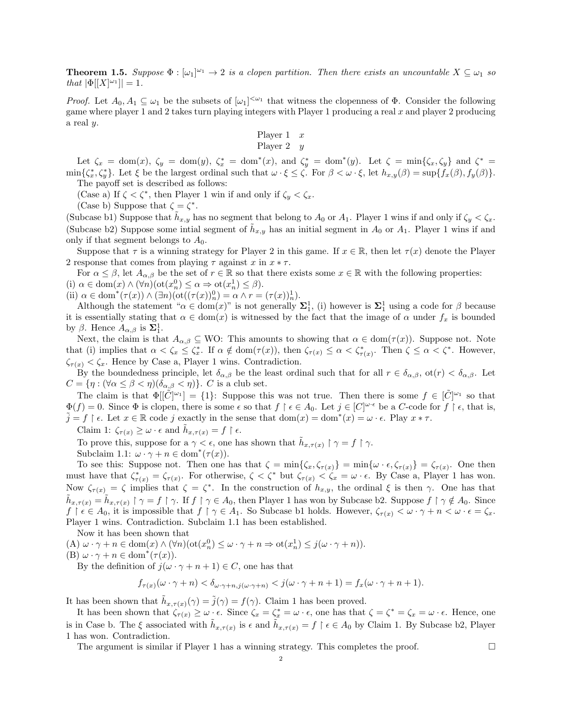**Theorem 1.5.** *Suppose $\Phi : [\omega_1]^{\omega_1} \to 2$ is a clopen partition. Then there exists an uncountable $X \subseteq \omega_1$ so that $|\Phi[[X]^{\omega_1}]| = 1$.*

*Proof.* Let $A_0, A_1 \subseteq \omega_1$ be the subsets of $[\omega_1]^{<\omega_1}$ that witness the clopenness of $\Phi$. Consider the following game where player 1 and 2 takes turn playing integers with Player 1 producing a real $x$ and player 2 producing a real $y$.

$$\begin{array}{ll} \text{Player 1} & x \\ \text{Player 2} & y \end{array}$$

Let $\zeta_x = \mathrm{dom}(x)$, $\zeta_y = \mathrm{dom}(y)$, $\zeta_x^* = \mathrm{dom}^*(x)$, and $\zeta_y^* = \mathrm{dom}^*(y)$. Let $\zeta = \min\{\zeta_x, \zeta_y\}$ and $\zeta^* = \min\{\zeta_x^*, \zeta_y^*\}$. Let $\xi$ be the largest ordinal such that $\omega \cdot \xi \leq \zeta$. For $\beta < \omega \cdot \xi$, let $h_{x,y}(\beta) = \sup\{f_x(\beta), f_y(\beta)\}$.

The payoff set is described as follows:

(Case a) If $\zeta < \zeta^*$, then Player 1 win if and only if $\zeta_y < \zeta_x$.

(Case b) Suppose that $\zeta = \zeta^*$.

(Subcase b1) Suppose that $\tilde{h}_{x,y}$ has no segment that belong to $A_0$ or $A_1$. Player 1 wins if and only if $\zeta_y < \zeta_x$.

(Subcase b2) Suppose some intial segment of $\tilde{h}_{x,y}$ has an initial segment in $A_0$ or $A_1$. Player 1 wins if and only if that segment belongs to $A_0$.

Suppose that $\tau$ is a winning strategy for Player 2 in this game. If $x \in \mathbb{R}$, then let $\tau(x)$ denote the Player 2 response that comes from playing $\tau$ against $x$ in $x * \tau$.

For $\alpha \leq \beta$, let $A_{\alpha,\beta}$ be the set of $r \in \mathbb{R}$ so that there exists some $x \in \mathbb{R}$ with the following properties:

(i) $\alpha \in \mathrm{dom}(x) \wedge (\forall n)(\mathrm{ot}(x_n^0) \leq \alpha \Rightarrow \mathrm{ot}(x_n^1) \leq \beta)$.

(ii) $\alpha \in \mathrm{dom}^*(\tau(x)) \wedge (\exists n)(\mathrm{ot}((\tau(x))_n^0) = \alpha \wedge r = (\tau(x))_n^1)$.

Although the statement "$\alpha \in \mathrm{dom}(x)$" is not generally $\mathbf{\Sigma}_1^1$, (i) however is $\mathbf{\Sigma}_1^1$ using a code for $\beta$ because it is essentially stating that $\alpha \in \mathrm{dom}(x)$ is witnessed by the fact that the image of $\alpha$ under $f_x$ is bounded by $\beta$. Hence $A_{\alpha,\beta}$ is $\mathbf{\Sigma}_1^1$.

Next, the claim is that $A_{\alpha,\beta} \subseteq \mathrm{WO}$: This amounts to showing that $\alpha \in \mathrm{dom}(\tau(x))$. Suppose not. Note that (i) implies that $\alpha < \zeta_x \leq \zeta_x^*$. If $\alpha \notin \mathrm{dom}(\tau(x))$, then $\zeta_{\tau(x)} \leq \alpha < \zeta_{\tau(x)}^*$. Then $\zeta \leq \alpha < \zeta^*$. However, $\zeta_{\tau(x)} < \zeta_x$. Hence by Case a, Player 1 wins. Contradiction.

By the boundedness principle, let $\delta_{\alpha,\beta}$ be the least ordinal such that for all $r \in \delta_{\alpha,\beta}$, $\mathrm{ot}(r) < \delta_{\alpha,\beta}$. Let $C = \{\eta : (\forall \alpha \leq \beta < \eta)(\delta_{\alpha,\beta} < \eta)\}$. $C$ is a club set.

The claim is that $\Phi[[\tilde{C}]^{\omega_1}] = \{1\}$: Suppose this was not true. Then there is some $f \in [\tilde{C}]^{\omega_1}$ so that $\Phi(f) = 0$. Since $\Phi$ is clopen, there is some $\epsilon$ so that $f \upharpoonright \epsilon \in A_0$. Let $j \in [C]^{\omega \cdot \epsilon}$ be a $C$-code for $f \upharpoonright \epsilon$, that is, $\tilde{j} = f \upharpoonright \epsilon$. Let $x \in \mathbb{R}$ code $j$ exactly in the sense that $\mathrm{dom}(x) = \mathrm{dom}^*(x) = \omega \cdot \epsilon$. Play $x * \tau$.

Claim 1: $\zeta_{\tau(x)} \geq \omega \cdot \epsilon$ and $\tilde{h}_{x,\tau(x)} = f \upharpoonright \epsilon$.

To prove this, suppose for a $\gamma < \epsilon$, one has shown that $\tilde{h}_{x,\tau(x)} \upharpoonright \gamma = f \upharpoonright \gamma$.

Subclaim 1.1: $\omega \cdot \gamma + n \in \mathrm{dom}^*(\tau(x))$.

To see this: Suppose not. Then one has that $\zeta = \min\{\zeta_x, \zeta_{\tau(x)}\} = \min\{\omega \cdot \epsilon, \zeta_{\tau(x)}\} = \zeta_{\tau(x)}$. One then must have that $\zeta_{\tau(x)}^* = \zeta_{\tau(x)}$. For otherwise, $\zeta < \zeta^*$ but $\zeta_{\tau(x)} < \zeta_x = \omega \cdot \epsilon$. By Case a, Player 1 has won. Now $\zeta_{\tau(x)} = \zeta$ implies that $\zeta = \zeta^*$. In the construction of $h_{x,y}$, the ordinal $\xi$ is then $\gamma$. One has that $\tilde{h}_{x,\tau(x)} = \tilde{h}_{x,\tau(x)} \upharpoonright \gamma = f \upharpoonright \gamma$. If $f \upharpoonright \gamma \in A_0$, then Player 1 has won by Subcase b2. Suppose $f \upharpoonright \gamma \notin A_0$. Since $f \upharpoonright \epsilon \in A_0$, it is impossible that $f \upharpoonright \gamma \in A_1$. So Subcase b1 holds. However, $\zeta_{\tau(x)} < \omega \cdot \gamma + n < \omega \cdot \epsilon = \zeta_x$. Player 1 wins. Contradiction. Subclaim 1.1 has been established.

Now it has been shown that

(A) $\omega \cdot \gamma + n \in \mathrm{dom}(x) \wedge (\forall n)(\mathrm{ot}(x_n^0) \leq \omega \cdot \gamma + n \Rightarrow \mathrm{ot}(x_n^1) \leq j(\omega \cdot \gamma + n))$.

(B) $\omega \cdot \gamma + n \in \mathrm{dom}^*(\tau(x))$.

By the definition of $j(\omega \cdot \gamma + n + 1) \in C$, one has that

$$f_{\tau(x)}(\omega \cdot \gamma + n) < \delta_{\omega \cdot \gamma + n, j(\omega \cdot \gamma + n)} < j(\omega \cdot \gamma + n + 1) = f_x(\omega \cdot \gamma + n + 1).$$

It has been shown that $\tilde{h}_{x,\tau(x)}(\gamma) = \tilde{j}(\gamma) = f(\gamma)$. Claim 1 has been proved.

It has been shown that $\zeta_{\tau(x)} \geq \omega \cdot \epsilon$. Since $\zeta_x = \zeta_x^* = \omega \cdot \epsilon$, one has that $\zeta = \zeta^* = \zeta_x = \omega \cdot \epsilon$. Hence, one is in Case b. The $\xi$ associated with $\tilde{h}_{x,\tau(x)}$ is $\epsilon$ and $\tilde{h}_{x,\tau(x)} = f \upharpoonright \epsilon \in A_0$ by Claim 1. By Subcase b2, Player 1 has won. Contradiction.

The argument is similar if Player 1 has a winning strategy. This completes the proof. $\square$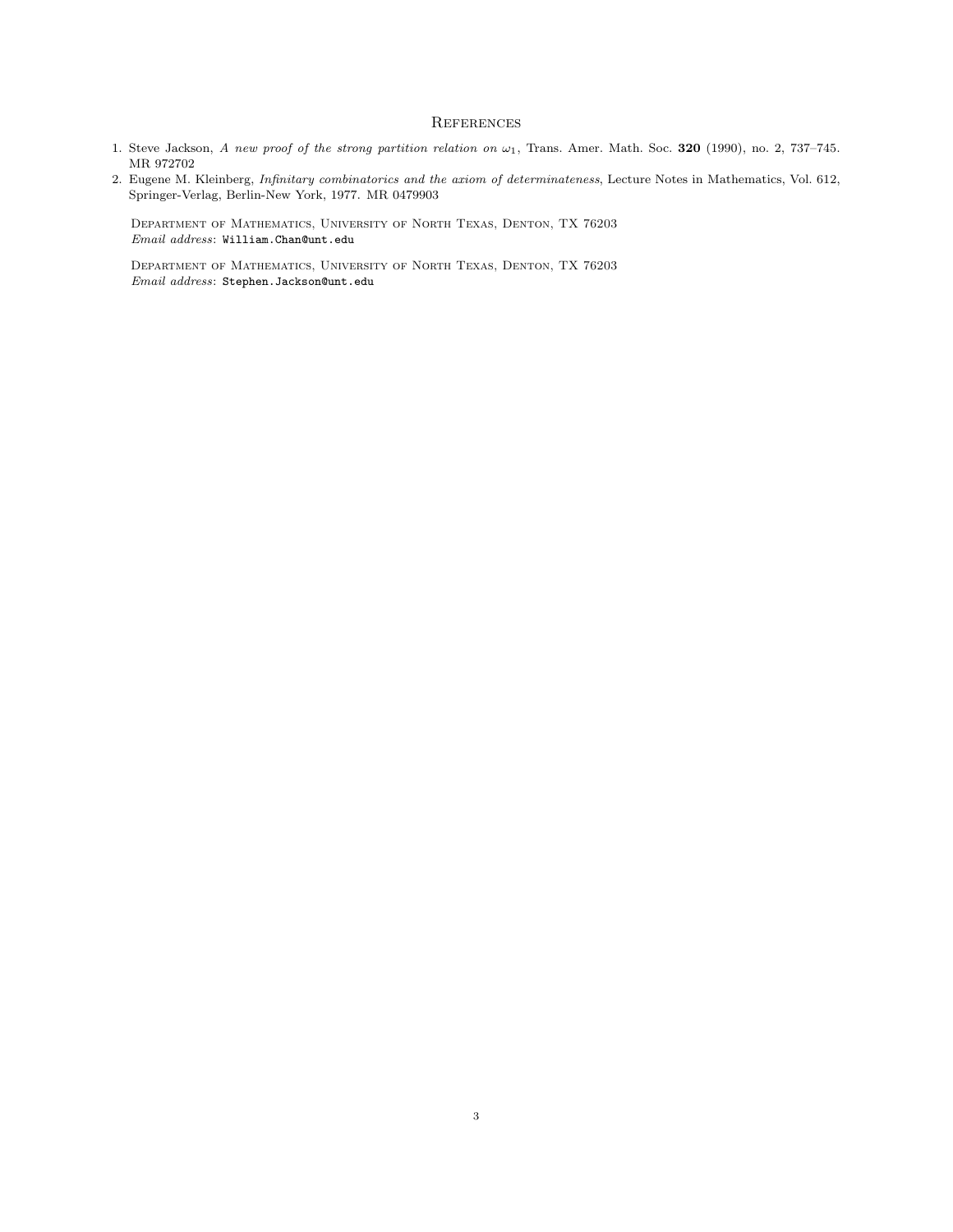## References

1. Steve Jackson, *A new proof of the strong partition relation on* $\omega_1$, Trans. Amer. Math. Soc. **320** (1990), no. 2, 737–745. MR 972702
2. Eugene M. Kleinberg, *Infinitary combinatorics and the axiom of determinateness*, Lecture Notes in Mathematics, Vol. 612, Springer-Verlag, Berlin-New York, 1977. MR 0479903

Department of Mathematics, University of North Texas, Denton, TX 76203
*Email address*: `William.Chan@unt.edu`

Department of Mathematics, University of North Texas, Denton, TX 76203
*Email address*: `Stephen.Jackson@unt.edu`